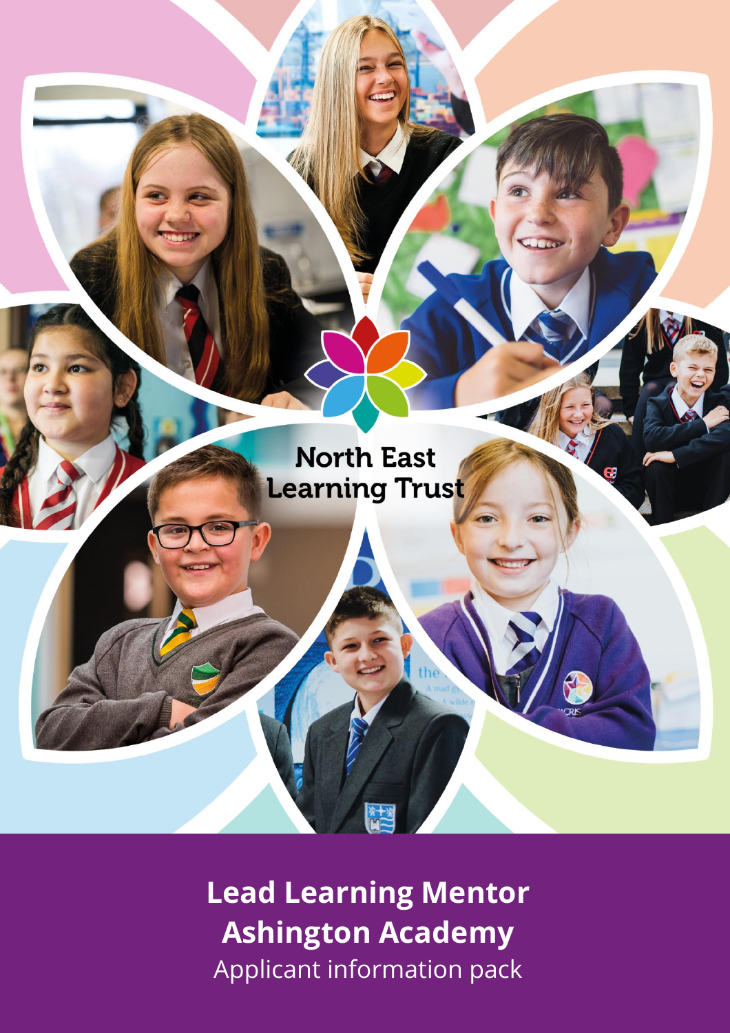North East Learning Trust

# Lead Learning Mentor Ashington Academy

Applicant information pack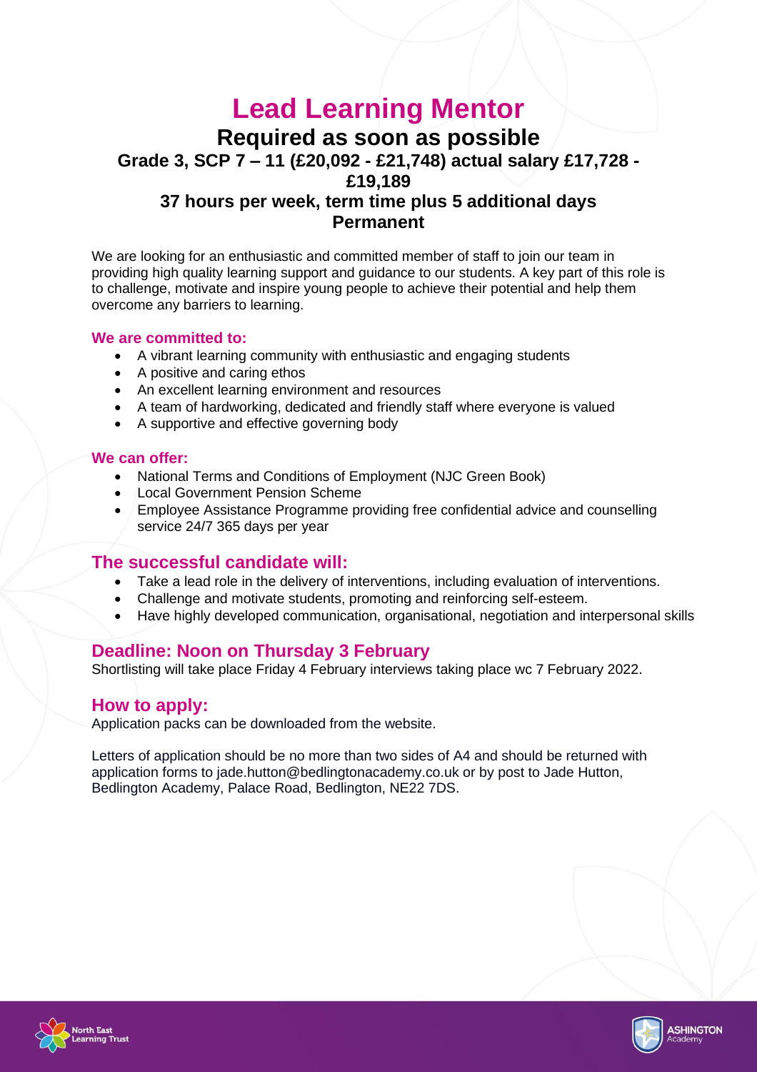# Lead Learning Mentor

## Required as soon as possible

### Grade 3, SCP 7 – 11 (£20,092 - £21,748) actual salary £17,728 - £19,189

### 37 hours per week, term time plus 5 additional days

### Permanent

We are looking for an enthusiastic and committed member of staff to join our team in providing high quality learning support and guidance to our students. A key part of this role is to challenge, motivate and inspire young people to achieve their potential and help them overcome any barriers to learning.

**We are committed to:**

- A vibrant learning community with enthusiastic and engaging students
- A positive and caring ethos
- An excellent learning environment and resources
- A team of hardworking, dedicated and friendly staff where everyone is valued
- A supportive and effective governing body

**We can offer:**

- National Terms and Conditions of Employment (NJC Green Book)
- Local Government Pension Scheme
- Employee Assistance Programme providing free confidential advice and counselling service 24/7 365 days per year

## The successful candidate will:

- Take a lead role in the delivery of interventions, including evaluation of interventions.
- Challenge and motivate students, promoting and reinforcing self-esteem.
- Have highly developed communication, organisational, negotiation and interpersonal skills

## Deadline: Noon on Thursday 3 February

Shortlisting will take place Friday 4 February interviews taking place wc 7 February 2022.

## How to apply:

Application packs can be downloaded from the website.

Letters of application should be no more than two sides of A4 and should be returned with application forms to jade.hutton@bedlingtonacademy.co.uk or by post to Jade Hutton, Bedlington Academy, Palace Road, Bedlington, NE22 7DS.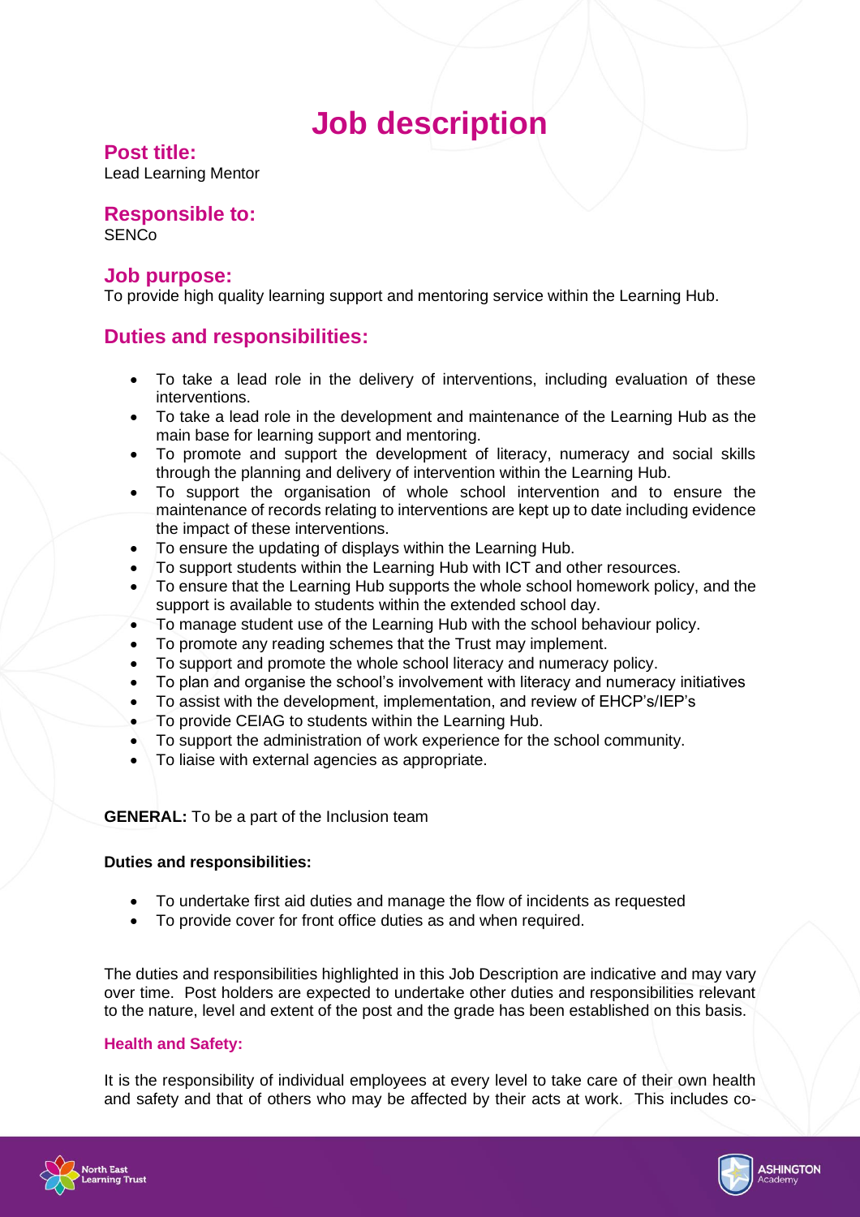# Job description

## Post title:

Lead Learning Mentor

## Responsible to:

SENCo

## Job purpose:

To provide high quality learning support and mentoring service within the Learning Hub.

## Duties and responsibilities:

- To take a lead role in the delivery of interventions, including evaluation of these interventions.
- To take a lead role in the development and maintenance of the Learning Hub as the main base for learning support and mentoring.
- To promote and support the development of literacy, numeracy and social skills through the planning and delivery of intervention within the Learning Hub.
- To support the organisation of whole school intervention and to ensure the maintenance of records relating to interventions are kept up to date including evidence the impact of these interventions.
- To ensure the updating of displays within the Learning Hub.
- To support students within the Learning Hub with ICT and other resources.
- To ensure that the Learning Hub supports the whole school homework policy, and the support is available to students within the extended school day.
- To manage student use of the Learning Hub with the school behaviour policy.
- To promote any reading schemes that the Trust may implement.
- To support and promote the whole school literacy and numeracy policy.
- To plan and organise the school's involvement with literacy and numeracy initiatives
- To assist with the development, implementation, and review of EHCP's/IEP's
- To provide CEIAG to students within the Learning Hub.
- To support the administration of work experience for the school community.
- To liaise with external agencies as appropriate.

**GENERAL:** To be a part of the Inclusion team

**Duties and responsibilities:**

- To undertake first aid duties and manage the flow of incidents as requested
- To provide cover for front office duties as and when required.

The duties and responsibilities highlighted in this Job Description are indicative and may vary over time. Post holders are expected to undertake other duties and responsibilities relevant to the nature, level and extent of the post and the grade has been established on this basis.

#### Health and Safety:

It is the responsibility of individual employees at every level to take care of their own health and safety and that of others who may be affected by their acts at work. This includes co-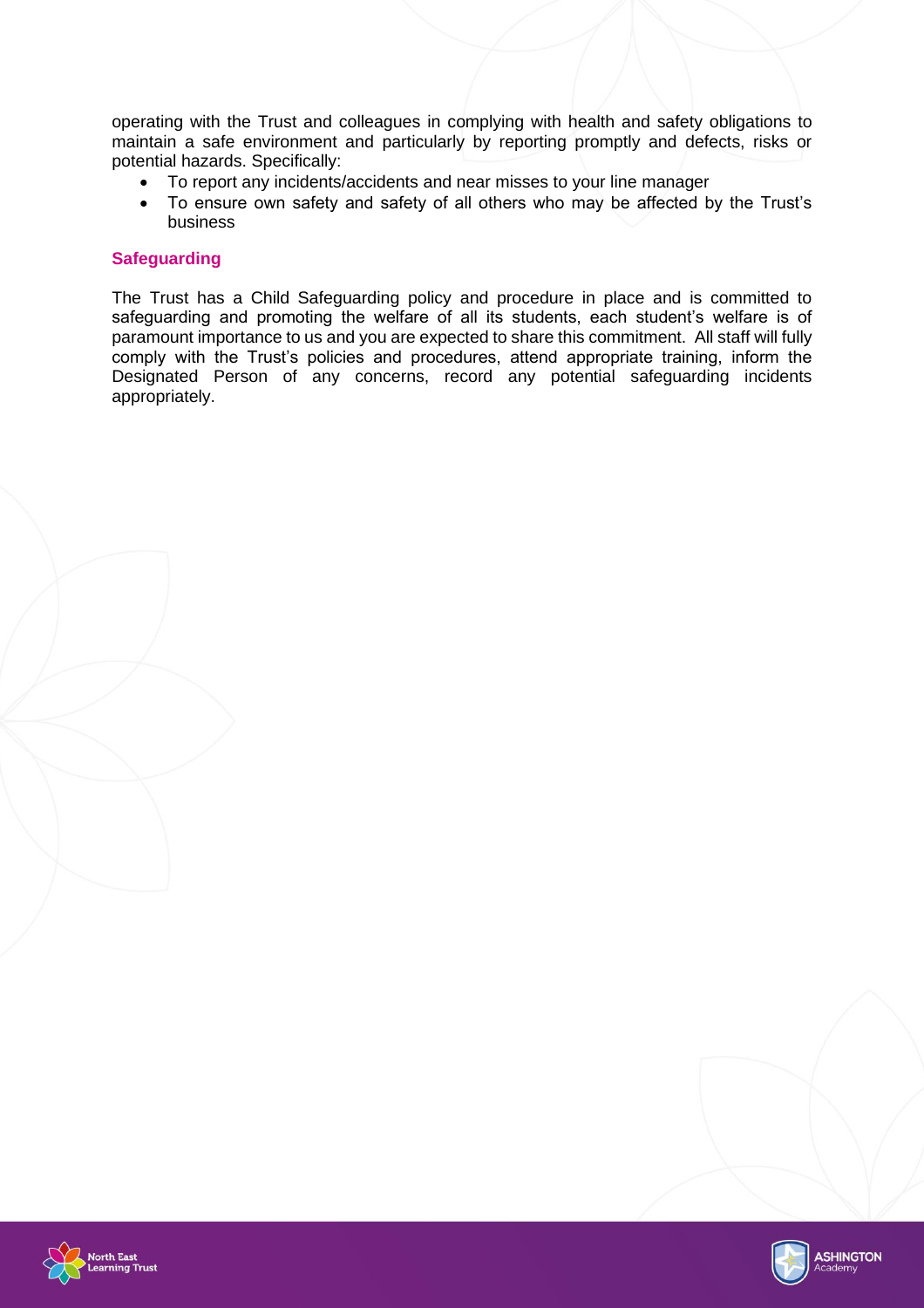operating with the Trust and colleagues in complying with health and safety obligations to maintain a safe environment and particularly by reporting promptly and defects, risks or potential hazards. Specifically:

- To report any incidents/accidents and near misses to your line manager
- To ensure own safety and safety of all others who may be affected by the Trust's business

### Safeguarding

The Trust has a Child Safeguarding policy and procedure in place and is committed to safeguarding and promoting the welfare of all its students, each student's welfare is of paramount importance to us and you are expected to share this commitment. All staff will fully comply with the Trust's policies and procedures, attend appropriate training, inform the Designated Person of any concerns, record any potential safeguarding incidents appropriately.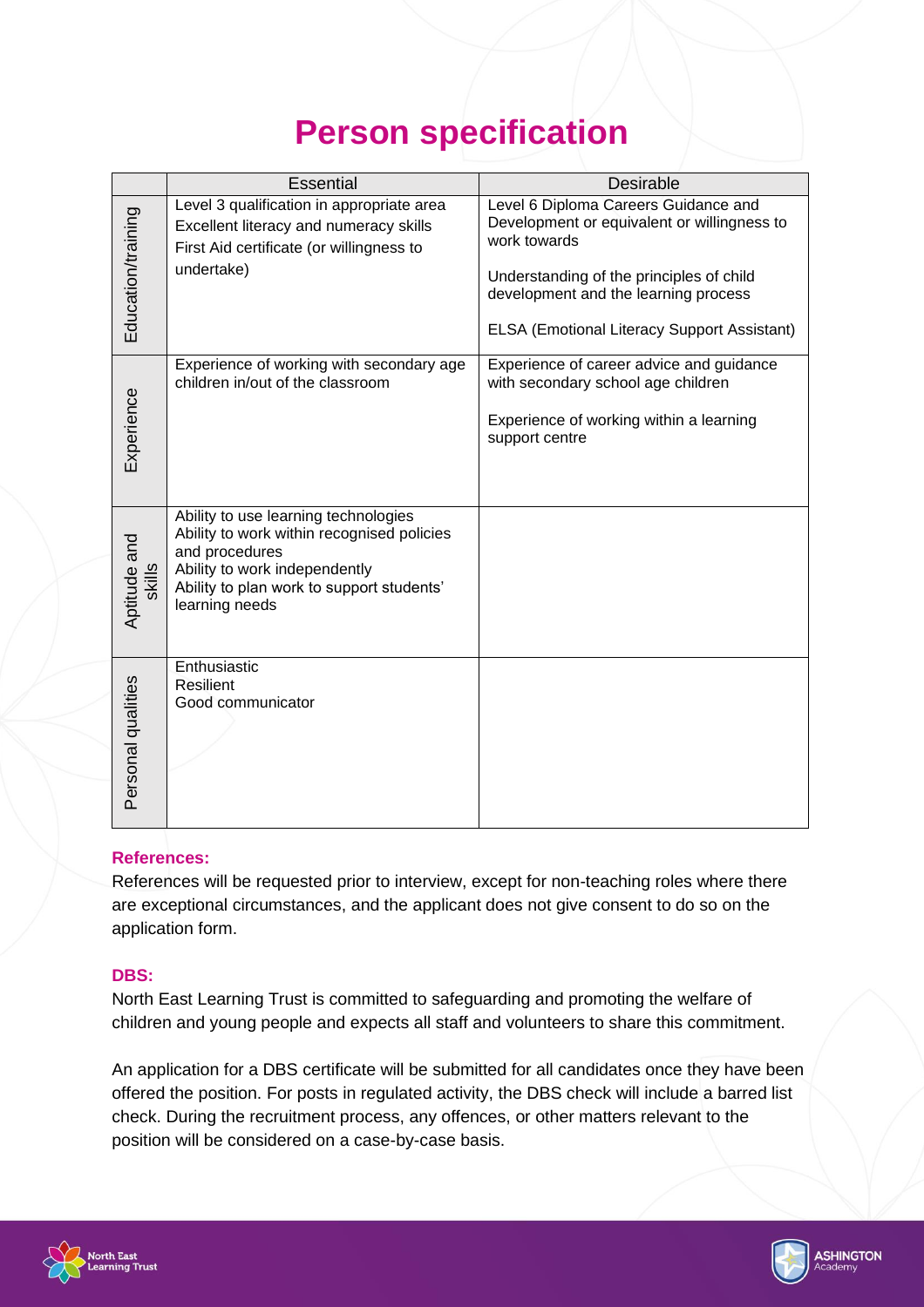# Person specification

| | Essential | Desirable |
|---|---|---|
| Education/training | Level 3 qualification in appropriate area<br>Excellent literacy and numeracy skills<br>First Aid certificate (or willingness to undertake) | Level 6 Diploma Careers Guidance and Development or equivalent or willingness to work towards<br><br>Understanding of the principles of child development and the learning process<br><br>ELSA (Emotional Literacy Support Assistant) |
| Experience | Experience of working with secondary age children in/out of the classroom | Experience of career advice and guidance with secondary school age children<br><br>Experience of working within a learning support centre |
| Aptitude and skills | Ability to use learning technologies<br>Ability to work within recognised policies and procedures<br>Ability to work independently<br>Ability to plan work to support students' learning needs | |
| Personal qualities | Enthusiastic<br>Resilient<br>Good communicator | |

**References:**

References will be requested prior to interview, except for non-teaching roles where there are exceptional circumstances, and the applicant does not give consent to do so on the application form.

**DBS:**

North East Learning Trust is committed to safeguarding and promoting the welfare of children and young people and expects all staff and volunteers to share this commitment.

An application for a DBS certificate will be submitted for all candidates once they have been offered the position. For posts in regulated activity, the DBS check will include a barred list check. During the recruitment process, any offences, or other matters relevant to the position will be considered on a case-by-case basis.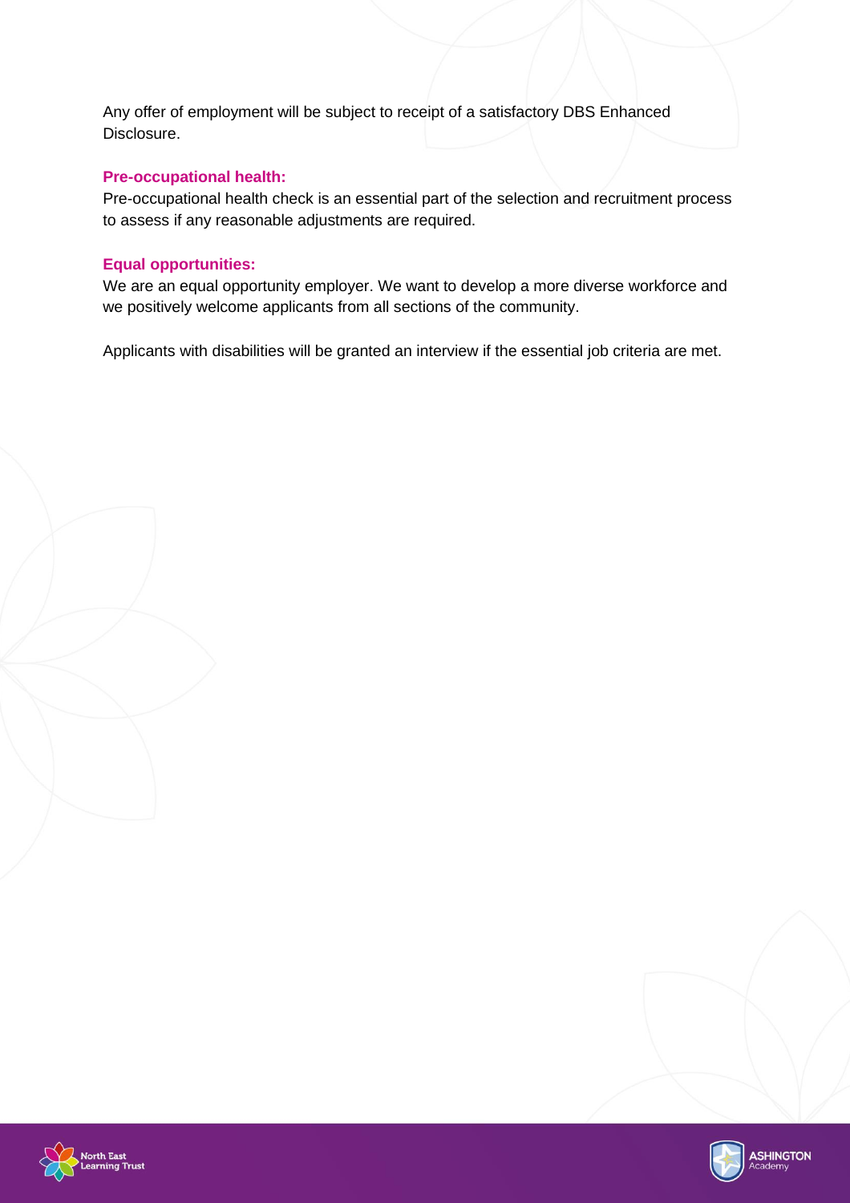Any offer of employment will be subject to receipt of a satisfactory DBS Enhanced Disclosure.

**Pre-occupational health:**

Pre-occupational health check is an essential part of the selection and recruitment process to assess if any reasonable adjustments are required.

**Equal opportunities:**

We are an equal opportunity employer. We want to develop a more diverse workforce and we positively welcome applicants from all sections of the community.

Applicants with disabilities will be granted an interview if the essential job criteria are met.